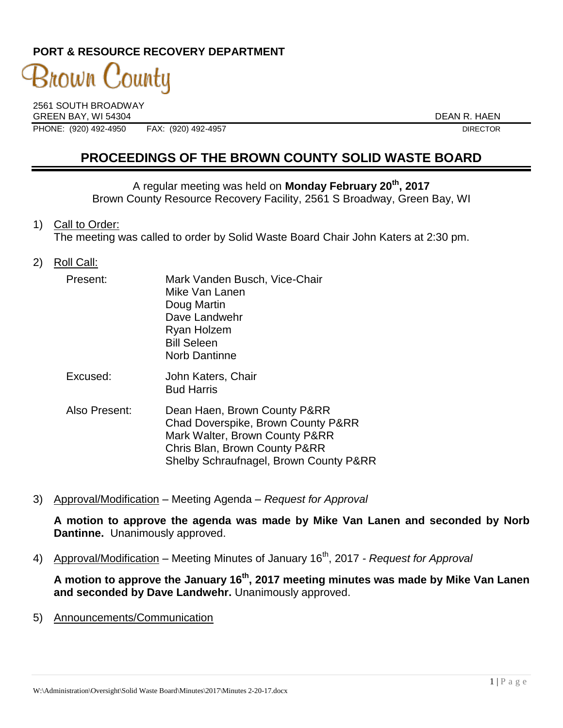**PORT & RESOURCE RECOVERY DEPARTMENT**

Brown County

2561 SOUTH BROADWAY
GREEN BAY, WI 54304

DEAN R. HAEN
DIRECTOR

PHONE: (920) 492-4950 FAX: (920) 492-4957

# PROCEEDINGS OF THE BROWN COUNTY SOLID WASTE BOARD

A regular meeting was held on **Monday February 20th, 2017**
Brown County Resource Recovery Facility, 2561 S Broadway, Green Bay, WI

1) Call to Order:
The meeting was called to order by Solid Waste Board Chair John Katers at 2:30 pm.

2) Roll Call:

Present: Mark Vanden Busch, Vice-Chair
Mike Van Lanen
Doug Martin
Dave Landwehr
Ryan Holzem
Bill Seleen
Norb Dantinne

Excused: John Katers, Chair
Bud Harris

Also Present: Dean Haen, Brown County P&RR
Chad Doverspike, Brown County P&RR
Mark Walter, Brown County P&RR
Chris Blan, Brown County P&RR
Shelby Schraufnagel, Brown County P&RR

3) Approval/Modification – Meeting Agenda – *Request for Approval*

**A motion to approve the agenda was made by Mike Van Lanen and seconded by Norb Dantinne.** Unanimously approved.

4) Approval/Modification – Meeting Minutes of January 16th, 2017 - *Request for Approval*

**A motion to approve the January 16th, 2017 meeting minutes was made by Mike Van Lanen and seconded by Dave Landwehr.** Unanimously approved.

5) Announcements/Communication

W:\Administration\Oversight\Solid Waste Board\Minutes\2017\Minutes 2-20-17.docx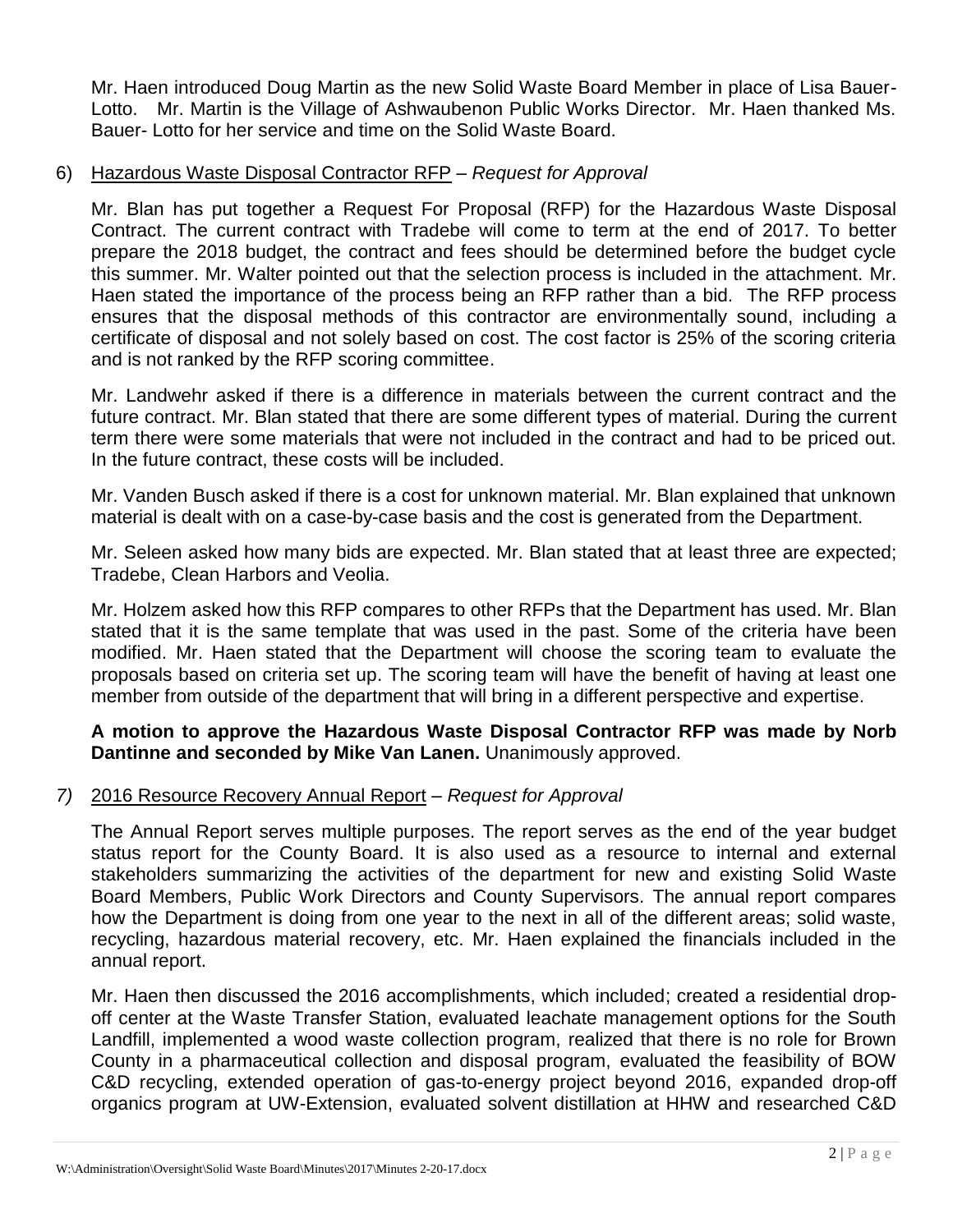Mr. Haen introduced Doug Martin as the new Solid Waste Board Member in place of Lisa Bauer-Lotto. Mr. Martin is the Village of Ashwaubenon Public Works Director. Mr. Haen thanked Ms. Bauer- Lotto for her service and time on the Solid Waste Board.

6) Hazardous Waste Disposal Contractor RFP – *Request for Approval*

Mr. Blan has put together a Request For Proposal (RFP) for the Hazardous Waste Disposal Contract. The current contract with Tradebe will come to term at the end of 2017. To better prepare the 2018 budget, the contract and fees should be determined before the budget cycle this summer. Mr. Walter pointed out that the selection process is included in the attachment. Mr. Haen stated the importance of the process being an RFP rather than a bid. The RFP process ensures that the disposal methods of this contractor are environmentally sound, including a certificate of disposal and not solely based on cost. The cost factor is 25% of the scoring criteria and is not ranked by the RFP scoring committee.

Mr. Landwehr asked if there is a difference in materials between the current contract and the future contract. Mr. Blan stated that there are some different types of material. During the current term there were some materials that were not included in the contract and had to be priced out. In the future contract, these costs will be included.

Mr. Vanden Busch asked if there is a cost for unknown material. Mr. Blan explained that unknown material is dealt with on a case-by-case basis and the cost is generated from the Department.

Mr. Seleen asked how many bids are expected. Mr. Blan stated that at least three are expected; Tradebe, Clean Harbors and Veolia.

Mr. Holzem asked how this RFP compares to other RFPs that the Department has used. Mr. Blan stated that it is the same template that was used in the past. Some of the criteria have been modified. Mr. Haen stated that the Department will choose the scoring team to evaluate the proposals based on criteria set up. The scoring team will have the benefit of having at least one member from outside of the department that will bring in a different perspective and expertise.

**A motion to approve the Hazardous Waste Disposal Contractor RFP was made by Norb Dantinne and seconded by Mike Van Lanen.** Unanimously approved.

*7)* 2016 Resource Recovery Annual Report – *Request for Approval*

The Annual Report serves multiple purposes. The report serves as the end of the year budget status report for the County Board. It is also used as a resource to internal and external stakeholders summarizing the activities of the department for new and existing Solid Waste Board Members, Public Work Directors and County Supervisors. The annual report compares how the Department is doing from one year to the next in all of the different areas; solid waste, recycling, hazardous material recovery, etc. Mr. Haen explained the financials included in the annual report.

Mr. Haen then discussed the 2016 accomplishments, which included; created a residential drop-off center at the Waste Transfer Station, evaluated leachate management options for the South Landfill, implemented a wood waste collection program, realized that there is no role for Brown County in a pharmaceutical collection and disposal program, evaluated the feasibility of BOW C&D recycling, extended operation of gas-to-energy project beyond 2016, expanded drop-off organics program at UW-Extension, evaluated solvent distillation at HHW and researched C&D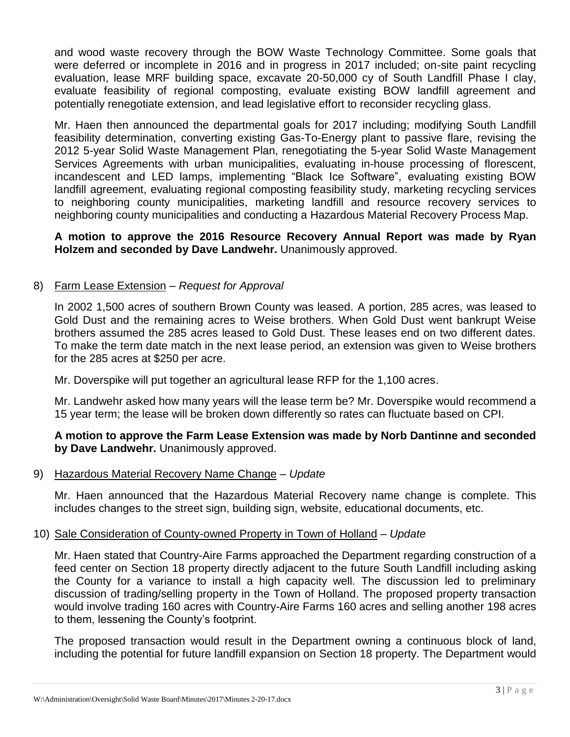and wood waste recovery through the BOW Waste Technology Committee. Some goals that were deferred or incomplete in 2016 and in progress in 2017 included; on-site paint recycling evaluation, lease MRF building space, excavate 20-50,000 cy of South Landfill Phase I clay, evaluate feasibility of regional composting, evaluate existing BOW landfill agreement and potentially renegotiate extension, and lead legislative effort to reconsider recycling glass.

Mr. Haen then announced the departmental goals for 2017 including; modifying South Landfill feasibility determination, converting existing Gas-To-Energy plant to passive flare, revising the 2012 5-year Solid Waste Management Plan, renegotiating the 5-year Solid Waste Management Services Agreements with urban municipalities, evaluating in-house processing of florescent, incandescent and LED lamps, implementing "Black Ice Software", evaluating existing BOW landfill agreement, evaluating regional composting feasibility study, marketing recycling services to neighboring county municipalities, marketing landfill and resource recovery services to neighboring county municipalities and conducting a Hazardous Material Recovery Process Map.

**A motion to approve the 2016 Resource Recovery Annual Report was made by Ryan Holzem and seconded by Dave Landwehr.** Unanimously approved.

8) <u>Farm Lease Extension</u> – *Request for Approval*

In 2002 1,500 acres of southern Brown County was leased. A portion, 285 acres, was leased to Gold Dust and the remaining acres to Weise brothers. When Gold Dust went bankrupt Weise brothers assumed the 285 acres leased to Gold Dust. These leases end on two different dates. To make the term date match in the next lease period, an extension was given to Weise brothers for the 285 acres at $250 per acre.

Mr. Doverspike will put together an agricultural lease RFP for the 1,100 acres.

Mr. Landwehr asked how many years will the lease term be? Mr. Doverspike would recommend a 15 year term; the lease will be broken down differently so rates can fluctuate based on CPI.

**A motion to approve the Farm Lease Extension was made by Norb Dantinne and seconded by Dave Landwehr.** Unanimously approved.

9) <u>Hazardous Material Recovery Name Change</u> – *Update*

Mr. Haen announced that the Hazardous Material Recovery name change is complete. This includes changes to the street sign, building sign, website, educational documents, etc.

10) <u>Sale Consideration of County-owned Property in Town of Holland</u> – *Update*

Mr. Haen stated that Country-Aire Farms approached the Department regarding construction of a feed center on Section 18 property directly adjacent to the future South Landfill including asking the County for a variance to install a high capacity well. The discussion led to preliminary discussion of trading/selling property in the Town of Holland. The proposed property transaction would involve trading 160 acres with Country-Aire Farms 160 acres and selling another 198 acres to them, lessening the County's footprint.

The proposed transaction would result in the Department owning a continuous block of land, including the potential for future landfill expansion on Section 18 property. The Department would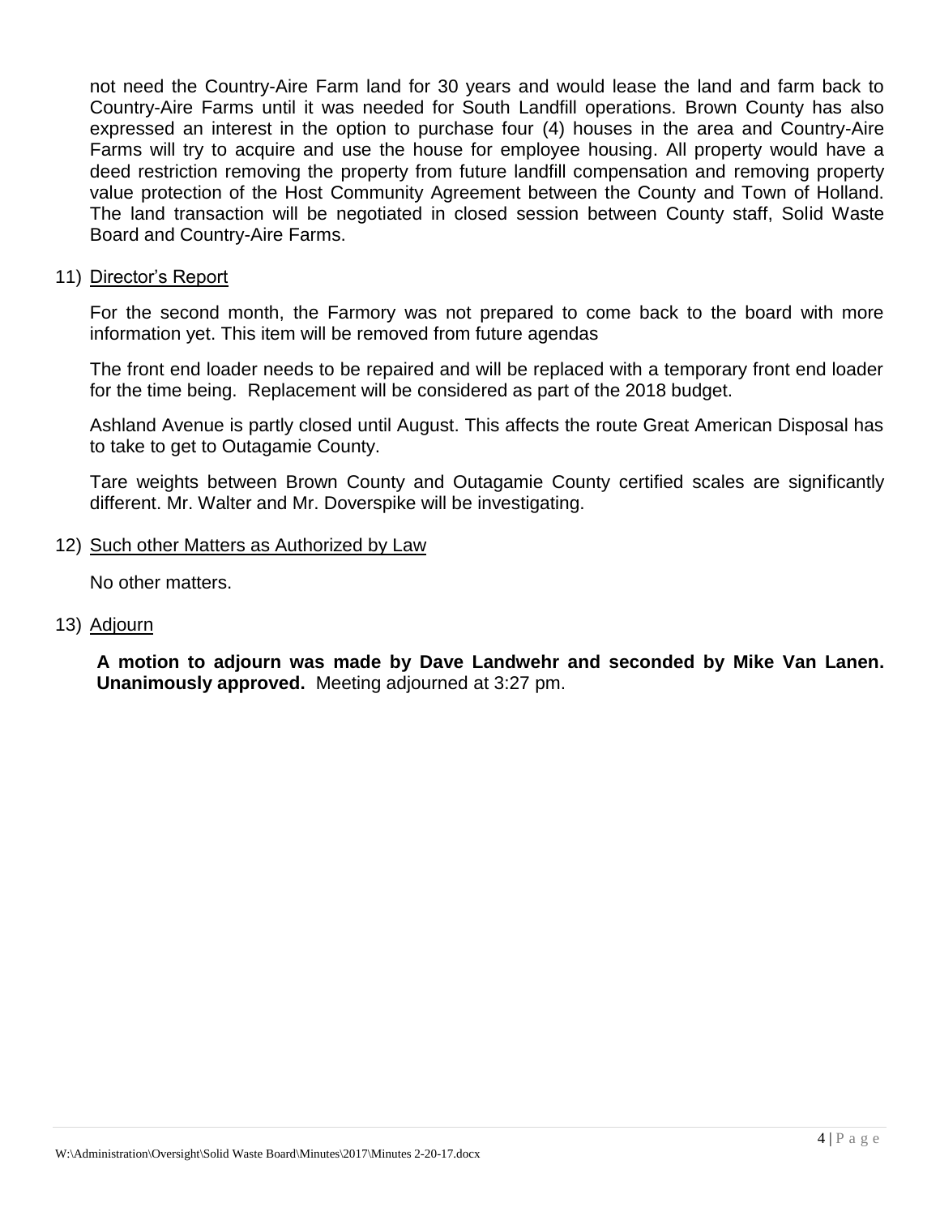not need the Country-Aire Farm land for 30 years and would lease the land and farm back to Country-Aire Farms until it was needed for South Landfill operations. Brown County has also expressed an interest in the option to purchase four (4) houses in the area and Country-Aire Farms will try to acquire and use the house for employee housing. All property would have a deed restriction removing the property from future landfill compensation and removing property value protection of the Host Community Agreement between the County and Town of Holland. The land transaction will be negotiated in closed session between County staff, Solid Waste Board and Country-Aire Farms.

11) Director's Report

For the second month, the Farmory was not prepared to come back to the board with more information yet. This item will be removed from future agendas

The front end loader needs to be repaired and will be replaced with a temporary front end loader for the time being. Replacement will be considered as part of the 2018 budget.

Ashland Avenue is partly closed until August. This affects the route Great American Disposal has to take to get to Outagamie County.

Tare weights between Brown County and Outagamie County certified scales are significantly different. Mr. Walter and Mr. Doverspike will be investigating.

12) Such other Matters as Authorized by Law

No other matters.

13) Adjourn

**A motion to adjourn was made by Dave Landwehr and seconded by Mike Van Lanen. Unanimously approved.** Meeting adjourned at 3:27 pm.

W:\Administration\Oversight\Solid Waste Board\Minutes\2017\Minutes 2-20-17.docx